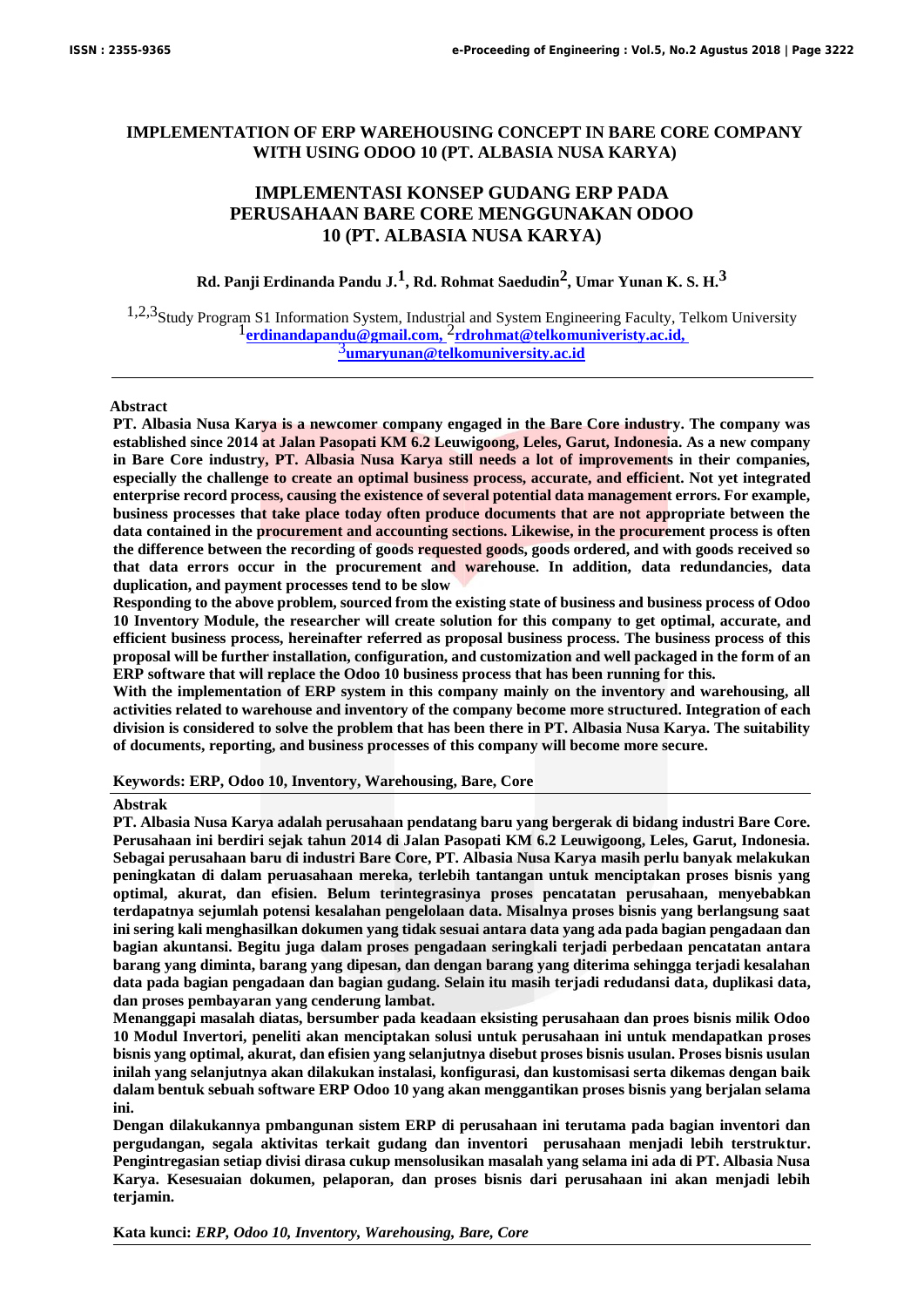# IMPLEMENTATION OF ERP WAREHOUSING CONCEPT IN BARE CORE COMPANY WITH USING ODOO 10 (PT. ALBASIA NUSA KARYA)

# IMPLEMENTASI KONSEP GUDANG ERP PADA PERUSAHAAN BARE CORE MENGGUNAKAN ODOO 10 (PT. ALBASIA NUSA KARYA)

**Rd. Panji Erdinanda Pandu J.[1], Rd. Rohmat Saedudin[2], Umar Yunan K. S. H.[3]**

[1,2,3]Study Program S1 Information System, Industrial and System Engineering Faculty, Telkom University
[1]erdinandapandu@gmail.com, [2]rdrohmat@telkomuniveristy.ac.id,
[3]umaryunan@telkomuniversity.ac.id

---

**Abstract**

**PT. Albasia Nusa Karya is a newcomer company engaged in the Bare Core industry. The company was established since 2014 at Jalan Pasopati KM 6.2 Leuwigoong, Leles, Garut, Indonesia. As a new company in Bare Core industry, PT. Albasia Nusa Karya still needs a lot of improvements in their companies, especially the challenge to create an optimal business process, accurate, and efficient. Not yet integrated enterprise record process, causing the existence of several potential data management errors. For example, business processes that take place today often produce documents that are not appropriate between the data contained in the procurement and accounting sections. Likewise, in the procurement process is often the difference between the recording of goods requested goods, goods ordered, and with goods received so that data errors occur in the procurement and warehouse. In addition, data redundancies, data duplication, and payment processes tend to be slow**

**Responding to the above problem, sourced from the existing state of business and business process of Odoo 10 Inventory Module, the researcher will create solution for this company to get optimal, accurate, and efficient business process, hereinafter referred as proposal business process. The business process of this proposal will be further installation, configuration, and customization and well packaged in the form of an ERP software that will replace the Odoo 10 business process that has been running for this.**

**With the implementation of ERP system in this company mainly on the inventory and warehousing, all activities related to warehouse and inventory of the company become more structured. Integration of each division is considered to solve the problem that has been there in PT. Albasia Nusa Karya. The suitability of documents, reporting, and business processes of this company will become more secure.**

**Keywords: ERP, Odoo 10, Inventory, Warehousing, Bare, Core**

---

**Abstrak**

**PT. Albasia Nusa Karya adalah perusahaan pendatang baru yang bergerak di bidang industri Bare Core. Perusahaan ini berdiri sejak tahun 2014 di Jalan Pasopati KM 6.2 Leuwigoong, Leles, Garut, Indonesia. Sebagai perusahaan baru di industri Bare Core, PT. Albasia Nusa Karya masih perlu banyak melakukan peningkatan di dalam peruasahaan mereka, terlebih tantangan untuk menciptakan proses bisnis yang optimal, akurat, dan efisien. Belum terintegrasinya proses pencatatan perusahaan, menyebabkan terdapatnya sejumlah potensi kesalahan pengelolaan data. Misalnya proses bisnis yang berlangsung saat ini sering kali menghasilkan dokumen yang tidak sesuai antara data yang ada pada bagian pengadaan dan bagian akuntansi. Begitu juga dalam proses pengadaan seringkali terjadi perbedaan pencatatan antara barang yang diminta, barang yang dipesan, dan dengan barang yang diterima sehingga terjadi kesalahan data pada bagian pengadaan dan bagian gudang. Selain itu masih terjadi redudansi data, duplikasi data, dan proses pembayaran yang cenderung lambat.**

**Menanggapi masalah diatas, bersumber pada keadaan eksisting perusahaan dan proes bisnis milik Odoo 10 Modul Invertori, peneliti akan menciptakan solusi untuk perusahaan ini untuk mendapatkan proses bisnis yang optimal, akurat, dan efisien yang selanjutnya disebut proses bisnis usulan. Proses bisnis usulan inilah yang selanjutnya akan dilakukan instalasi, konfigurasi, dan kustomisasi serta dikemas dengan baik dalam bentuk sebuah software ERP Odoo 10 yang akan menggantikan proses bisnis yang berjalan selama ini.**

**Dengan dilakukannya pmbangunan sistem ERP di perusahaan ini terutama pada bagian inventori dan pergudangan, segala aktivitas terkait gudang dan inventori perusahaan menjadi lebih terstruktur. Pengintregasian setiap divisi dirasa cukup mensolusikan masalah yang selama ini ada di PT. Albasia Nusa Karya. Kesesuaian dokumen, pelaporan, dan proses bisnis dari perusahaan ini akan menjadi lebih terjamin.**

**Kata kunci:** ***ERP, Odoo 10, Inventory, Warehousing, Bare, Core***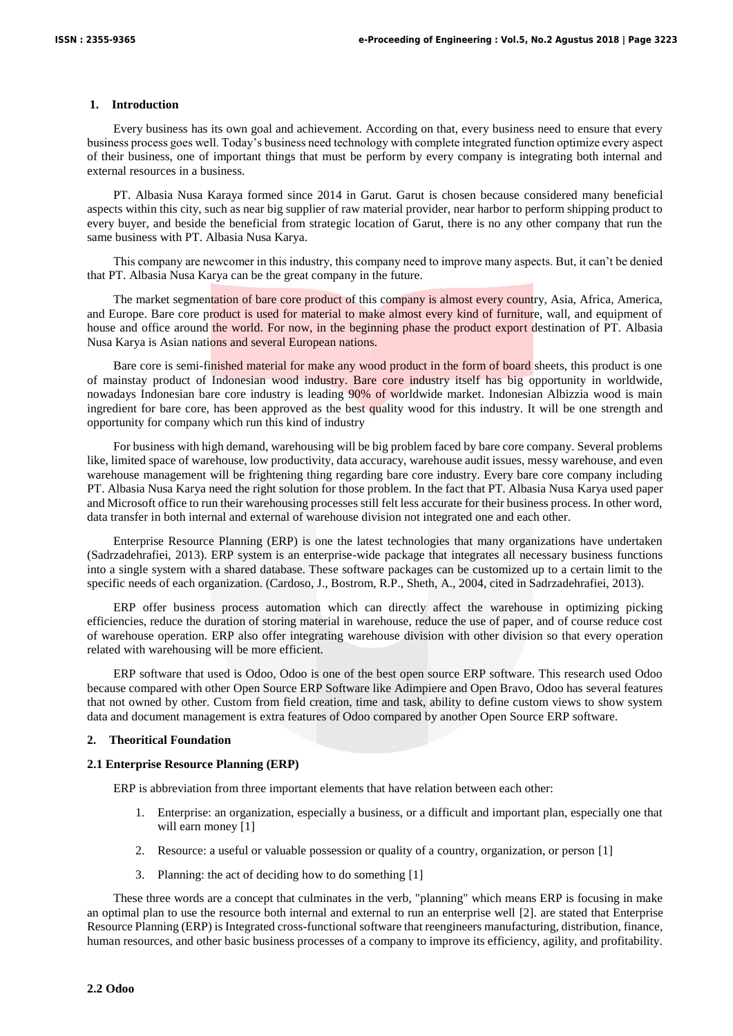## 1. Introduction

Every business has its own goal and achievement. According on that, every business need to ensure that every business process goes well. Today's business need technology with complete integrated function optimize every aspect of their business, one of important things that must be perform by every company is integrating both internal and external resources in a business.

PT. Albasia Nusa Karaya formed since 2014 in Garut. Garut is chosen because considered many beneficial aspects within this city, such as near big supplier of raw material provider, near harbor to perform shipping product to every buyer, and beside the beneficial from strategic location of Garut, there is no any other company that run the same business with PT. Albasia Nusa Karya.

This company are newcomer in this industry, this company need to improve many aspects. But, it can't be denied that PT. Albasia Nusa Karya can be the great company in the future.

The market segmentation of bare core product of this company is almost every country, Asia, Africa, America, and Europe. Bare core product is used for material to make almost every kind of furniture, wall, and equipment of house and office around the world. For now, in the beginning phase the product export destination of PT. Albasia Nusa Karya is Asian nations and several European nations.

Bare core is semi-finished material for make any wood product in the form of board sheets, this product is one of mainstay product of Indonesian wood industry. Bare core industry itself has big opportunity in worldwide, nowadays Indonesian bare core industry is leading 90% of worldwide market. Indonesian Albizzia wood is main ingredient for bare core, has been approved as the best quality wood for this industry. It will be one strength and opportunity for company which run this kind of industry

For business with high demand, warehousing will be big problem faced by bare core company. Several problems like, limited space of warehouse, low productivity, data accuracy, warehouse audit issues, messy warehouse, and even warehouse management will be frightening thing regarding bare core industry. Every bare core company including PT. Albasia Nusa Karya need the right solution for those problem. In the fact that PT. Albasia Nusa Karya used paper and Microsoft office to run their warehousing processes still felt less accurate for their business process. In other word, data transfer in both internal and external of warehouse division not integrated one and each other.

Enterprise Resource Planning (ERP) is one the latest technologies that many organizations have undertaken (Sadrzadehrafiei, 2013). ERP system is an enterprise-wide package that integrates all necessary business functions into a single system with a shared database. These software packages can be customized up to a certain limit to the specific needs of each organization. (Cardoso, J., Bostrom, R.P., Sheth, A., 2004, cited in Sadrzadehrafiei, 2013).

ERP offer business process automation which can directly affect the warehouse in optimizing picking efficiencies, reduce the duration of storing material in warehouse, reduce the use of paper, and of course reduce cost of warehouse operation. ERP also offer integrating warehouse division with other division so that every operation related with warehousing will be more efficient.

ERP software that used is Odoo, Odoo is one of the best open source ERP software. This research used Odoo because compared with other Open Source ERP Software like Adimpiere and Open Bravo, Odoo has several features that not owned by other. Custom from field creation, time and task, ability to define custom views to show system data and document management is extra features of Odoo compared by another Open Source ERP software.

## 2. Theoritical Foundation

### 2.1 Enterprise Resource Planning (ERP)

ERP is abbreviation from three important elements that have relation between each other:

1. Enterprise: an organization, especially a business, or a difficult and important plan, especially one that will earn money [1]
2. Resource: a useful or valuable possession or quality of a country, organization, or person [1]
3. Planning: the act of deciding how to do something [1]

These three words are a concept that culminates in the verb, "planning" which means ERP is focusing in make an optimal plan to use the resource both internal and external to run an enterprise well [2]. are stated that Enterprise Resource Planning (ERP) is Integrated cross-functional software that reengineers manufacturing, distribution, finance, human resources, and other basic business processes of a company to improve its efficiency, agility, and profitability.

### 2.2 Odoo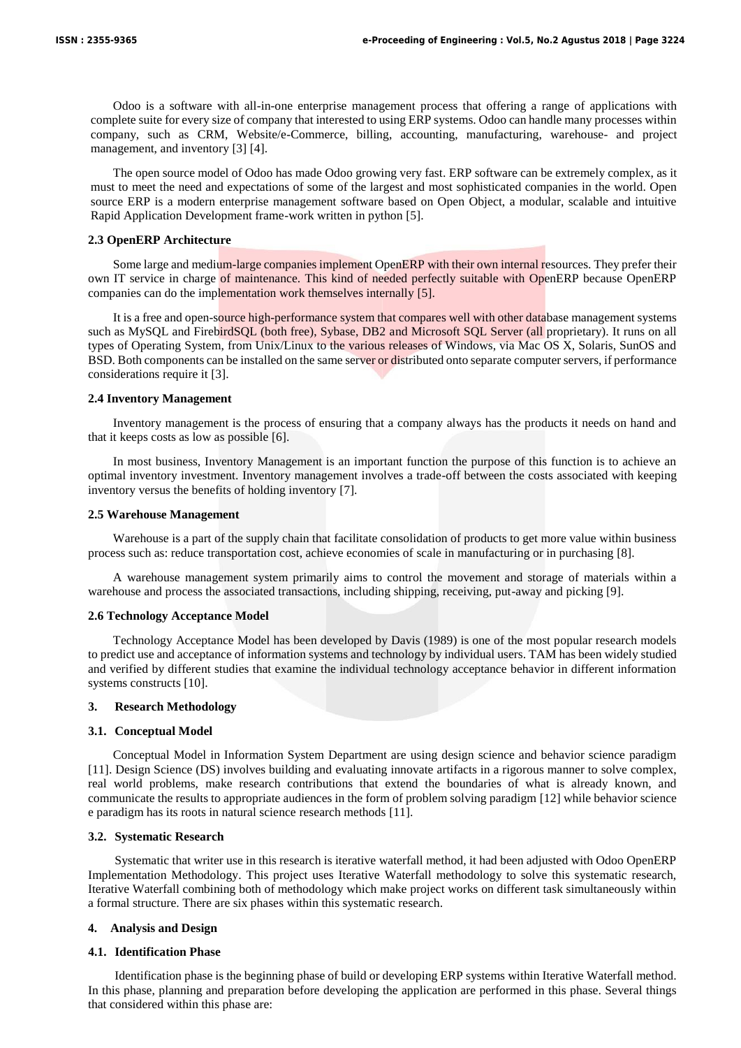Odoo is a software with all-in-one enterprise management process that offering a range of applications with complete suite for every size of company that interested to using ERP systems. Odoo can handle many processes within company, such as CRM, Website/e-Commerce, billing, accounting, manufacturing, warehouse- and project management, and inventory [3] [4].

The open source model of Odoo has made Odoo growing very fast. ERP software can be extremely complex, as it must to meet the need and expectations of some of the largest and most sophisticated companies in the world. Open source ERP is a modern enterprise management software based on Open Object, a modular, scalable and intuitive Rapid Application Development frame-work written in python [5].

### 2.3 OpenERP Architecture

Some large and medium-large companies implement OpenERP with their own internal resources. They prefer their own IT service in charge of maintenance. This kind of needed perfectly suitable with OpenERP because OpenERP companies can do the implementation work themselves internally [5].

It is a free and open-source high-performance system that compares well with other database management systems such as MySQL and FirebirdSQL (both free), Sybase, DB2 and Microsoft SQL Server (all proprietary). It runs on all types of Operating System, from Unix/Linux to the various releases of Windows, via Mac OS X, Solaris, SunOS and BSD. Both components can be installed on the same server or distributed onto separate computer servers, if performance considerations require it [3].

### 2.4 Inventory Management

Inventory management is the process of ensuring that a company always has the products it needs on hand and that it keeps costs as low as possible [6].

In most business, Inventory Management is an important function the purpose of this function is to achieve an optimal inventory investment. Inventory management involves a trade-off between the costs associated with keeping inventory versus the benefits of holding inventory [7].

### 2.5 Warehouse Management

Warehouse is a part of the supply chain that facilitate consolidation of products to get more value within business process such as: reduce transportation cost, achieve economies of scale in manufacturing or in purchasing [8].

A warehouse management system primarily aims to control the movement and storage of materials within a warehouse and process the associated transactions, including shipping, receiving, put-away and picking [9].

### 2.6 Technology Acceptance Model

Technology Acceptance Model has been developed by Davis (1989) is one of the most popular research models to predict use and acceptance of information systems and technology by individual users. TAM has been widely studied and verified by different studies that examine the individual technology acceptance behavior in different information systems constructs [10].

## 3. Research Methodology

### 3.1. Conceptual Model

Conceptual Model in Information System Department are using design science and behavior science paradigm [11]. Design Science (DS) involves building and evaluating innovate artifacts in a rigorous manner to solve complex, real world problems, make research contributions that extend the boundaries of what is already known, and communicate the results to appropriate audiences in the form of problem solving paradigm [12] while behavior science e paradigm has its roots in natural science research methods [11].

### 3.2. Systematic Research

Systematic that writer use in this research is iterative waterfall method, it had been adjusted with Odoo OpenERP Implementation Methodology. This project uses Iterative Waterfall methodology to solve this systematic research, Iterative Waterfall combining both of methodology which make project works on different task simultaneously within a formal structure. There are six phases within this systematic research.

## 4. Analysis and Design

### 4.1. Identification Phase

Identification phase is the beginning phase of build or developing ERP systems within Iterative Waterfall method. In this phase, planning and preparation before developing the application are performed in this phase. Several things that considered within this phase are: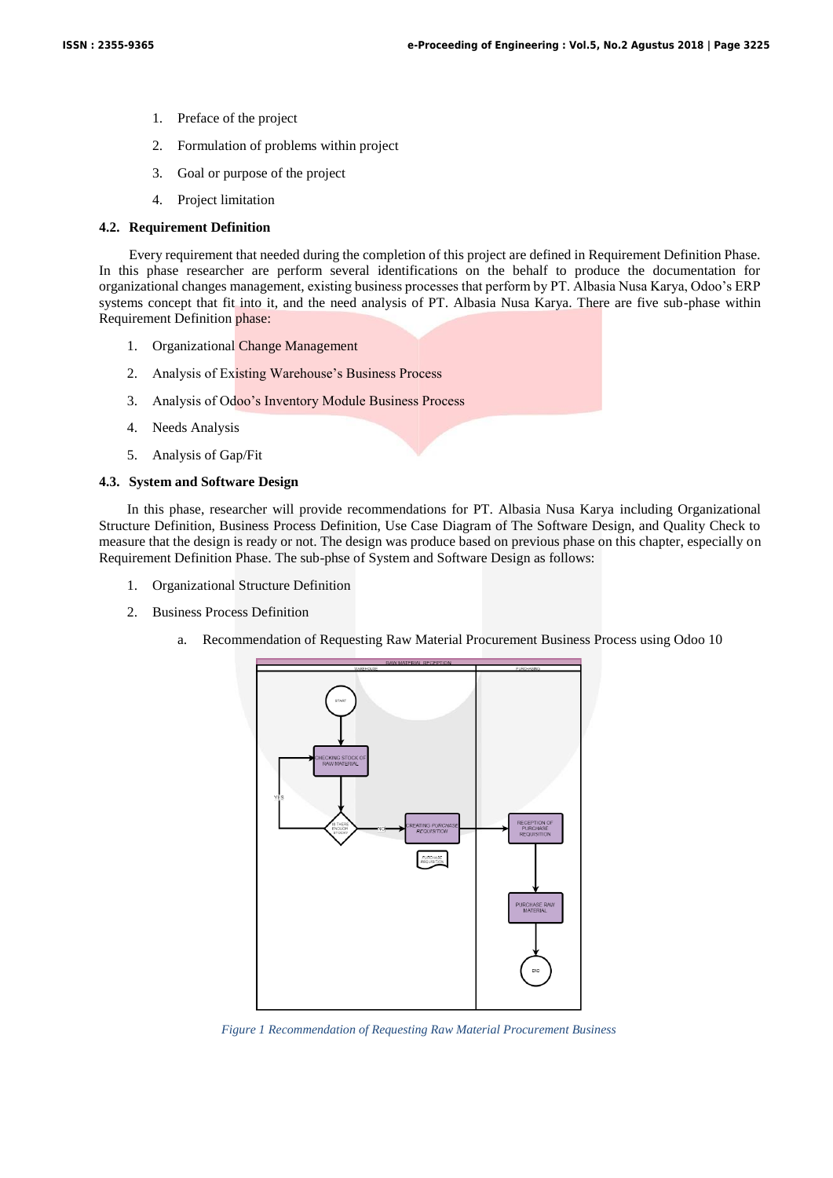1. Preface of the project
2. Formulation of problems within project
3. Goal or purpose of the project
4. Project limitation

### 4.2. Requirement Definition

Every requirement that needed during the completion of this project are defined in Requirement Definition Phase. In this phase researcher are perform several identifications on the behalf to produce the documentation for organizational changes management, existing business processes that perform by PT. Albasia Nusa Karya, Odoo's ERP systems concept that fit into it, and the need analysis of PT. Albasia Nusa Karya. There are five sub-phase within Requirement Definition phase:

1. Organizational Change Management
2. Analysis of Existing Warehouse's Business Process
3. Analysis of Odoo's Inventory Module Business Process
4. Needs Analysis
5. Analysis of Gap/Fit

### 4.3. System and Software Design

In this phase, researcher will provide recommendations for PT. Albasia Nusa Karya including Organizational Structure Definition, Business Process Definition, Use Case Diagram of The Software Design, and Quality Check to measure that the design is ready or not. The design was produce based on previous phase on this chapter, especially on Requirement Definition Phase. The sub-phse of System and Software Design as follows:

1. Organizational Structure Definition
2. Business Process Definition
   a. Recommendation of Requesting Raw Material Procurement Business Process using Odoo 10

*Figure 1 Recommendation of Requesting Raw Material Procurement Business*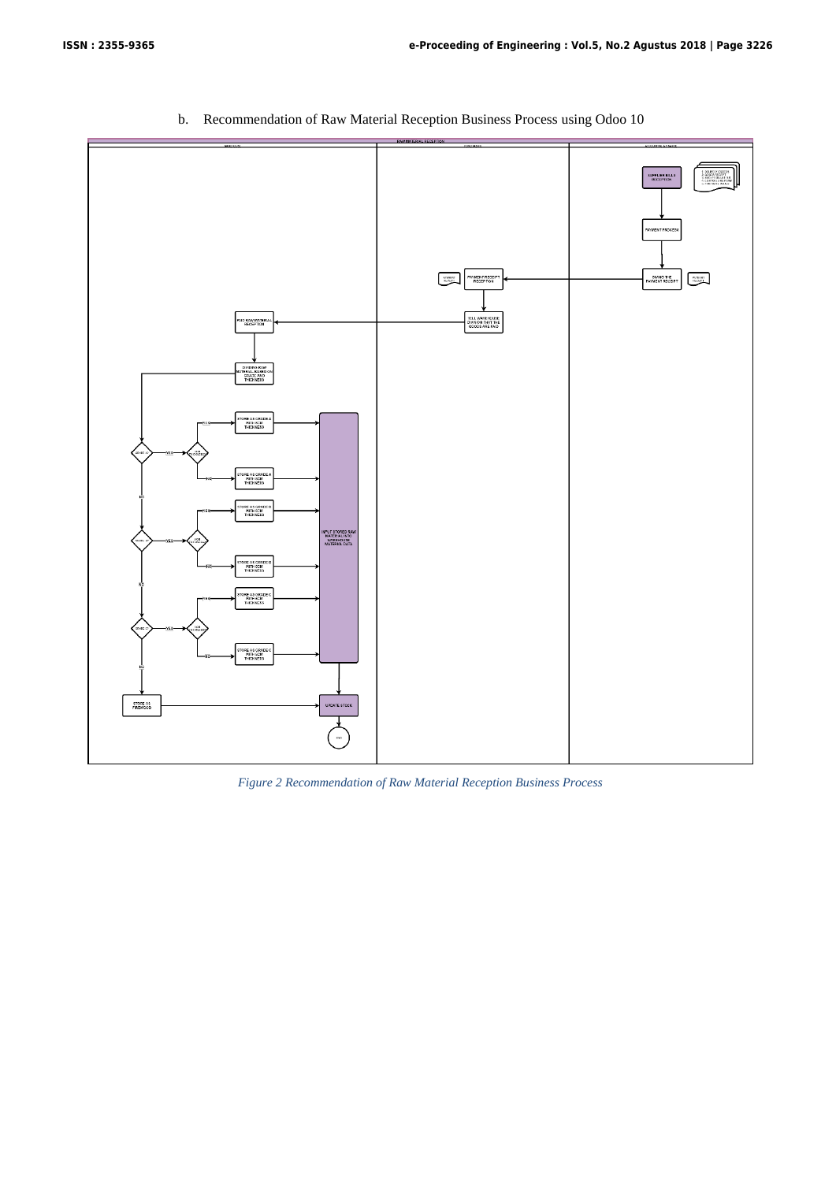b. Recommendation of Raw Material Reception Business Process using Odoo 10

*Figure 2 Recommendation of Raw Material Reception Business Process*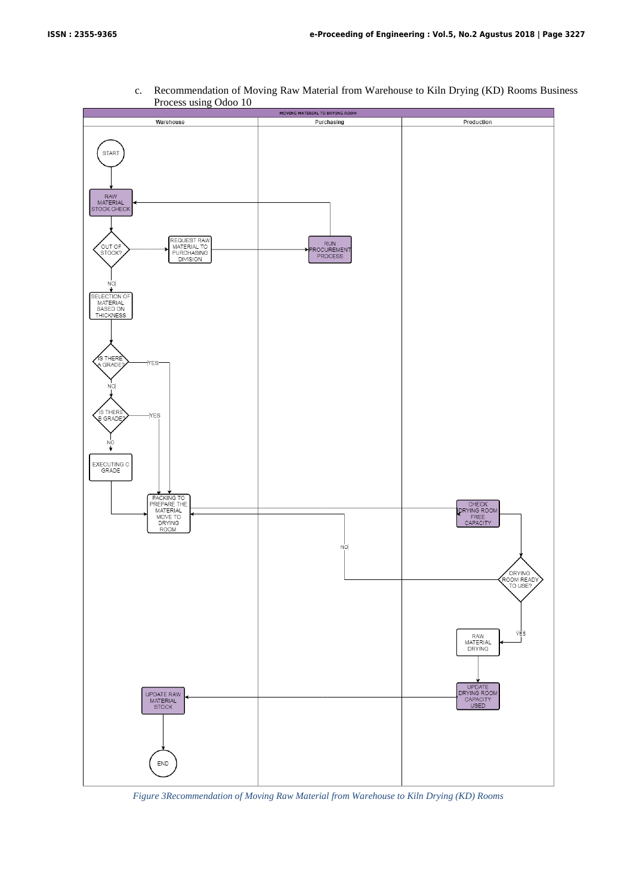c. Recommendation of Moving Raw Material from Warehouse to Kiln Drying (KD) Rooms Business Process using Odoo 10

MOVING MATERIAL TO DRYING ROOM

| Warehouse | Purchasing | Production |
|---|---|---|
| START | | |
| RAW MATERIAL STOCK CHECK | | |
| OUT OF STOCK? → REQUEST RAW MATERIAL TO PURCHASING DIVISION | RUN PROCUREMENT PROCESS | |
| NO → SELECTION OF MATERIAL BASED ON THICKNESS | | |
| IS THERE A GRADE? (YES / NO) | | |
| IS THERE B GRADE? (YES / NO) | | |
| NO → EXECUTING C GRADE | | |
| PACKING TO PREPARE THE MATERIAL MOVE TO DRYING ROOM | | CHECK DRYING ROOM FREE CAPACITY |
| | NO | DRYING ROOM READY TO USE? |
| | | YES → RAW MATERIAL DRYING |
| UPDATE RAW MATERIAL STOCK | | UPDATE DRYING ROOM CAPACITY USED |
| END | | |

*Figure 3Recommendation of Moving Raw Material from Warehouse to Kiln Drying (KD) Rooms*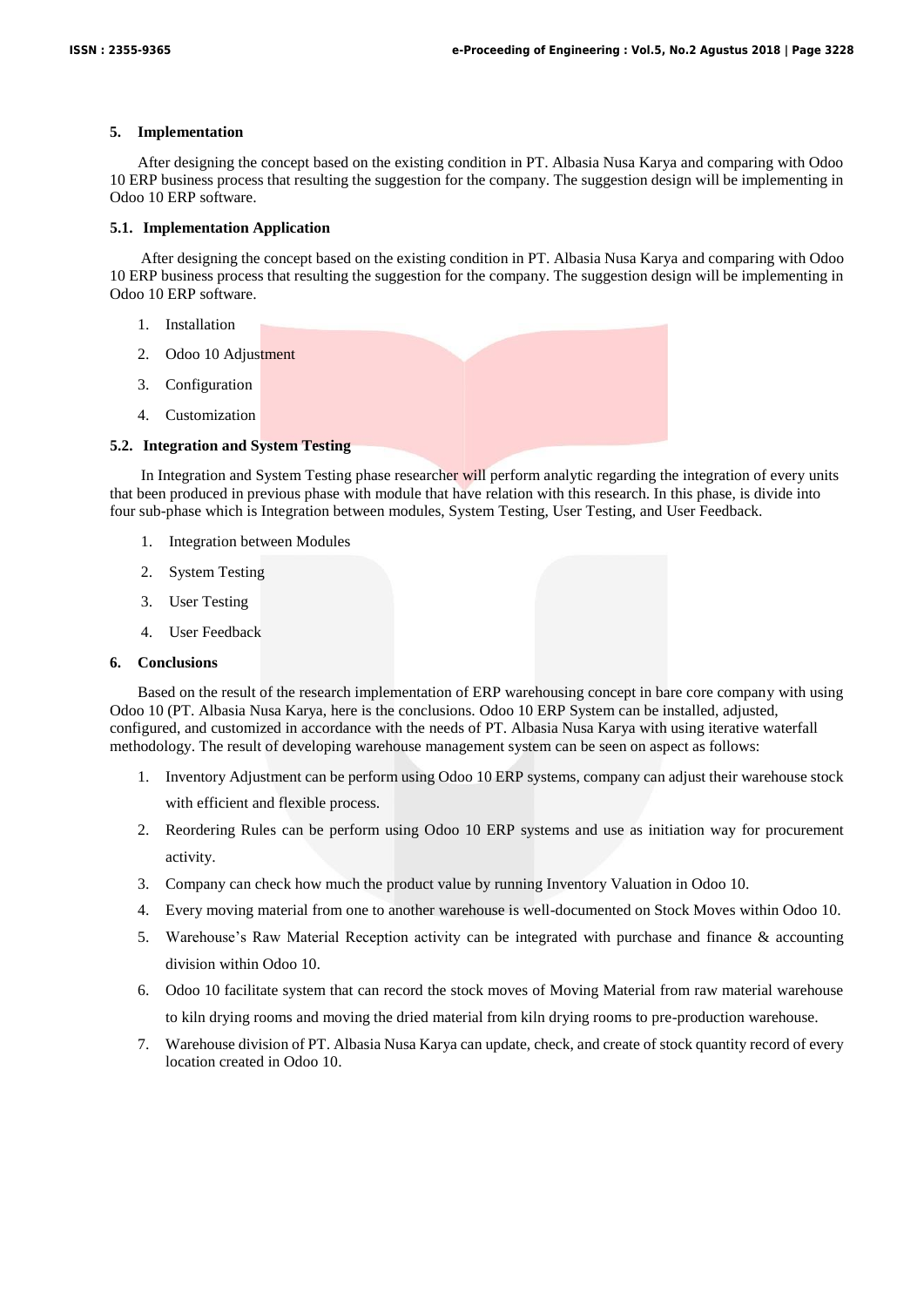## 5. Implementation

After designing the concept based on the existing condition in PT. Albasia Nusa Karya and comparing with Odoo 10 ERP business process that resulting the suggestion for the company. The suggestion design will be implementing in Odoo 10 ERP software.

### 5.1. Implementation Application

After designing the concept based on the existing condition in PT. Albasia Nusa Karya and comparing with Odoo 10 ERP business process that resulting the suggestion for the company. The suggestion design will be implementing in Odoo 10 ERP software.

1. Installation
2. Odoo 10 Adjustment
3. Configuration
4. Customization

### 5.2. Integration and System Testing

In Integration and System Testing phase researcher will perform analytic regarding the integration of every units that been produced in previous phase with module that have relation with this research. In this phase, is divide into four sub-phase which is Integration between modules, System Testing, User Testing, and User Feedback.

1. Integration between Modules
2. System Testing
3. User Testing
4. User Feedback

## 6. Conclusions

Based on the result of the research implementation of ERP warehousing concept in bare core company with using Odoo 10 (PT. Albasia Nusa Karya, here is the conclusions. Odoo 10 ERP System can be installed, adjusted, configured, and customized in accordance with the needs of PT. Albasia Nusa Karya with using iterative waterfall methodology. The result of developing warehouse management system can be seen on aspect as follows:

1. Inventory Adjustment can be perform using Odoo 10 ERP systems, company can adjust their warehouse stock with efficient and flexible process.
2. Reordering Rules can be perform using Odoo 10 ERP systems and use as initiation way for procurement activity.
3. Company can check how much the product value by running Inventory Valuation in Odoo 10.
4. Every moving material from one to another warehouse is well-documented on Stock Moves within Odoo 10.
5. Warehouse's Raw Material Reception activity can be integrated with purchase and finance & accounting division within Odoo 10.
6. Odoo 10 facilitate system that can record the stock moves of Moving Material from raw material warehouse to kiln drying rooms and moving the dried material from kiln drying rooms to pre-production warehouse.
7. Warehouse division of PT. Albasia Nusa Karya can update, check, and create of stock quantity record of every location created in Odoo 10.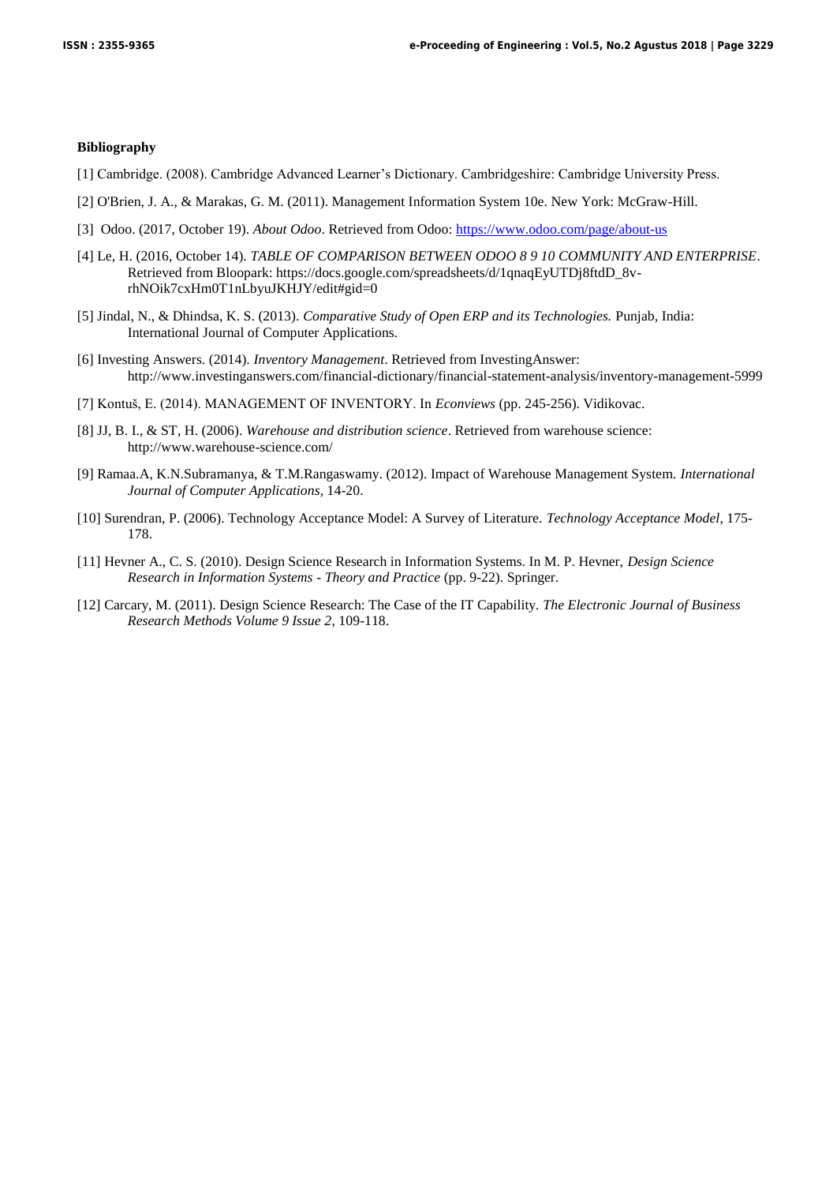**Bibliography**

[1] Cambridge. (2008). Cambridge Advanced Learner's Dictionary. Cambridgeshire: Cambridge University Press.

[2] O'Brien, J. A., & Marakas, G. M. (2011). Management Information System 10e. New York: McGraw-Hill.

[3] Odoo. (2017, October 19). *About Odoo*. Retrieved from Odoo: https://www.odoo.com/page/about-us

[4] Le, H. (2016, October 14). *TABLE OF COMPARISON BETWEEN ODOO 8 9 10 COMMUNITY AND ENTERPRISE*. Retrieved from Bloopark: https://docs.google.com/spreadsheets/d/1qnaqEyUTDj8ftdD_8v-rhNOik7cxHm0T1nLbyuJKHJY/edit#gid=0

[5] Jindal, N., & Dhindsa, K. S. (2013). *Comparative Study of Open ERP and its Technologies.* Punjab, India: International Journal of Computer Applications.

[6] Investing Answers. (2014). *Inventory Management*. Retrieved from InvestingAnswer: http://www.investinganswers.com/financial-dictionary/financial-statement-analysis/inventory-management-5999

[7] Kontuš, E. (2014). MANAGEMENT OF INVENTORY. In *Econviews* (pp. 245-256). Vidikovac.

[8] JJ, B. I., & ST, H. (2006). *Warehouse and distribution science*. Retrieved from warehouse science: http://www.warehouse-science.com/

[9] Ramaa.A, K.N.Subramanya, & T.M.Rangaswamy. (2012). Impact of Warehouse Management System. *International Journal of Computer Applications*, 14-20.

[10] Surendran, P. (2006). Technology Acceptance Model: A Survey of Literature. *Technology Acceptance Model*, 175-178.

[11] Hevner A., C. S. (2010). Design Science Research in Information Systems. In M. P. Hevner, *Design Science Research in Information Systems - Theory and Practice* (pp. 9-22). Springer.

[12] Carcary, M. (2011). Design Science Research: The Case of the IT Capability. *The Electronic Journal of Business Research Methods Volume 9 Issue 2*, 109-118.